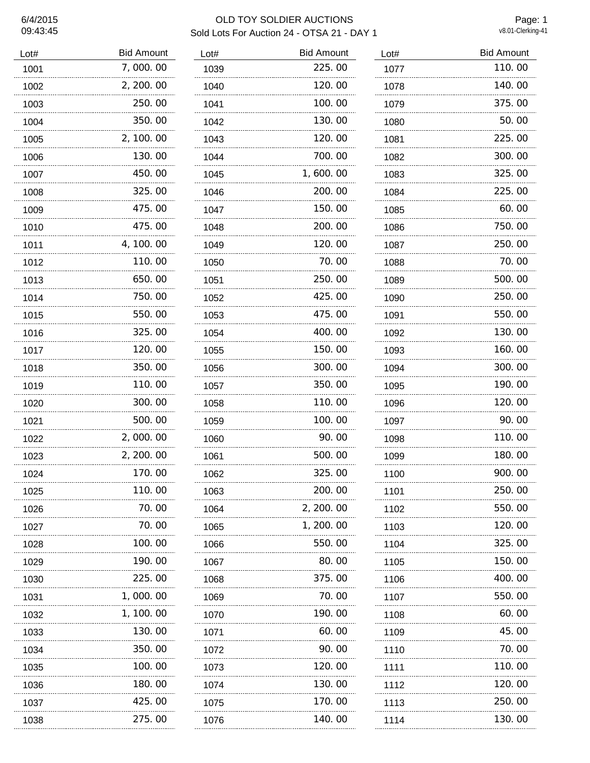# OLD TOY SOLDIER AUCTIONS

## Sold Lots For Auction 24 - OTSA 21 - DAY 1

6/4/2015
09:43:45

v8.01-Clerking-41

| Lot# | Bid Amount |
|---|---|
| 1001 | 7,000.00 |
| 1002 | 2,200.00 |
| 1003 | 250.00 |
| 1004 | 350.00 |
| 1005 | 2,100.00 |
| 1006 | 130.00 |
| 1007 | 450.00 |
| 1008 | 325.00 |
| 1009 | 475.00 |
| 1010 | 475.00 |
| 1011 | 4,100.00 |
| 1012 | 110.00 |
| 1013 | 650.00 |
| 1014 | 750.00 |
| 1015 | 550.00 |
| 1016 | 325.00 |
| 1017 | 120.00 |
| 1018 | 350.00 |
| 1019 | 110.00 |
| 1020 | 300.00 |
| 1021 | 500.00 |
| 1022 | 2,000.00 |
| 1023 | 2,200.00 |
| 1024 | 170.00 |
| 1025 | 110.00 |
| 1026 | 70.00 |
| 1027 | 70.00 |
| 1028 | 100.00 |
| 1029 | 190.00 |
| 1030 | 225.00 |
| 1031 | 1,000.00 |
| 1032 | 1,100.00 |
| 1033 | 130.00 |
| 1034 | 350.00 |
| 1035 | 100.00 |
| 1036 | 180.00 |
| 1037 | 425.00 |
| 1038 | 275.00 |
| 1039 | 225.00 |
| 1040 | 120.00 |
| 1041 | 100.00 |
| 1042 | 130.00 |
| 1043 | 120.00 |
| 1044 | 700.00 |
| 1045 | 1,600.00 |
| 1046 | 200.00 |
| 1047 | 150.00 |
| 1048 | 200.00 |
| 1049 | 120.00 |
| 1050 | 70.00 |
| 1051 | 250.00 |
| 1052 | 425.00 |
| 1053 | 475.00 |
| 1054 | 400.00 |
| 1055 | 150.00 |
| 1056 | 300.00 |
| 1057 | 350.00 |
| 1058 | 110.00 |
| 1059 | 100.00 |
| 1060 | 90.00 |
| 1061 | 500.00 |
| 1062 | 325.00 |
| 1063 | 200.00 |
| 1064 | 2,200.00 |
| 1065 | 1,200.00 |
| 1066 | 550.00 |
| 1067 | 80.00 |
| 1068 | 375.00 |
| 1069 | 70.00 |
| 1070 | 190.00 |
| 1071 | 60.00 |
| 1072 | 90.00 |
| 1073 | 120.00 |
| 1074 | 130.00 |
| 1075 | 170.00 |
| 1076 | 140.00 |
| 1077 | 110.00 |
| 1078 | 140.00 |
| 1079 | 375.00 |
| 1080 | 50.00 |
| 1081 | 225.00 |
| 1082 | 300.00 |
| 1083 | 325.00 |
| 1084 | 225.00 |
| 1085 | 60.00 |
| 1086 | 750.00 |
| 1087 | 250.00 |
| 1088 | 70.00 |
| 1089 | 500.00 |
| 1090 | 250.00 |
| 1091 | 550.00 |
| 1092 | 130.00 |
| 1093 | 160.00 |
| 1094 | 300.00 |
| 1095 | 190.00 |
| 1096 | 120.00 |
| 1097 | 90.00 |
| 1098 | 110.00 |
| 1099 | 180.00 |
| 1100 | 900.00 |
| 1101 | 250.00 |
| 1102 | 550.00 |
| 1103 | 120.00 |
| 1104 | 325.00 |
| 1105 | 150.00 |
| 1106 | 400.00 |
| 1107 | 550.00 |
| 1108 | 60.00 |
| 1109 | 45.00 |
| 1110 | 70.00 |
| 1111 | 110.00 |
| 1112 | 120.00 |
| 1113 | 250.00 |
| 1114 | 130.00 |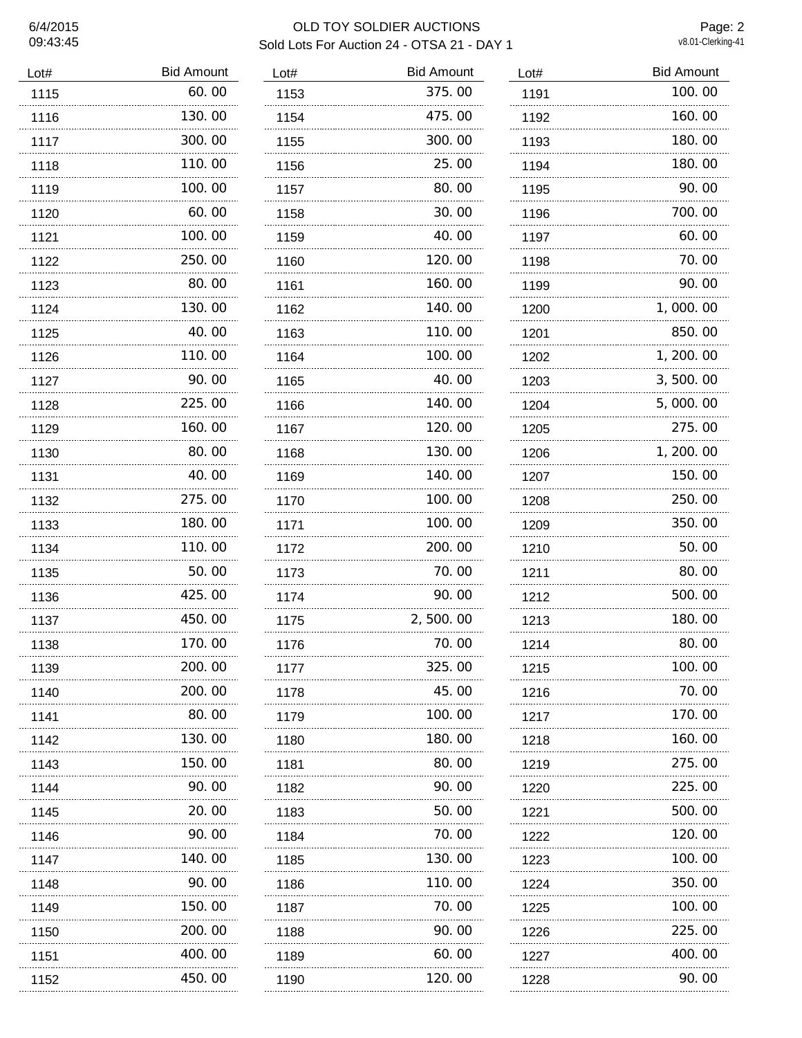# OLD TOY SOLDIER AUCTIONS

## Sold Lots For Auction 24 - OTSA 21 - DAY 1

6/4/2015
09:43:45

v8.01-Clerking-41

| Lot# | Bid Amount |
|---|---|
| 1115 | 60.00 |
| 1116 | 130.00 |
| 1117 | 300.00 |
| 1118 | 110.00 |
| 1119 | 100.00 |
| 1120 | 60.00 |
| 1121 | 100.00 |
| 1122 | 250.00 |
| 1123 | 80.00 |
| 1124 | 130.00 |
| 1125 | 40.00 |
| 1126 | 110.00 |
| 1127 | 90.00 |
| 1128 | 225.00 |
| 1129 | 160.00 |
| 1130 | 80.00 |
| 1131 | 40.00 |
| 1132 | 275.00 |
| 1133 | 180.00 |
| 1134 | 110.00 |
| 1135 | 50.00 |
| 1136 | 425.00 |
| 1137 | 450.00 |
| 1138 | 170.00 |
| 1139 | 200.00 |
| 1140 | 200.00 |
| 1141 | 80.00 |
| 1142 | 130.00 |
| 1143 | 150.00 |
| 1144 | 90.00 |
| 1145 | 20.00 |
| 1146 | 90.00 |
| 1147 | 140.00 |
| 1148 | 90.00 |
| 1149 | 150.00 |
| 1150 | 200.00 |
| 1151 | 400.00 |
| 1152 | 450.00 |
| 1153 | 375.00 |
| 1154 | 475.00 |
| 1155 | 300.00 |
| 1156 | 25.00 |
| 1157 | 80.00 |
| 1158 | 30.00 |
| 1159 | 40.00 |
| 1160 | 120.00 |
| 1161 | 160.00 |
| 1162 | 140.00 |
| 1163 | 110.00 |
| 1164 | 100.00 |
| 1165 | 40.00 |
| 1166 | 140.00 |
| 1167 | 120.00 |
| 1168 | 130.00 |
| 1169 | 140.00 |
| 1170 | 100.00 |
| 1171 | 100.00 |
| 1172 | 200.00 |
| 1173 | 70.00 |
| 1174 | 90.00 |
| 1175 | 2,500.00 |
| 1176 | 70.00 |
| 1177 | 325.00 |
| 1178 | 45.00 |
| 1179 | 100.00 |
| 1180 | 180.00 |
| 1181 | 80.00 |
| 1182 | 90.00 |
| 1183 | 50.00 |
| 1184 | 70.00 |
| 1185 | 130.00 |
| 1186 | 110.00 |
| 1187 | 70.00 |
| 1188 | 90.00 |
| 1189 | 60.00 |
| 1190 | 120.00 |
| 1191 | 100.00 |
| 1192 | 160.00 |
| 1193 | 180.00 |
| 1194 | 180.00 |
| 1195 | 90.00 |
| 1196 | 700.00 |
| 1197 | 60.00 |
| 1198 | 70.00 |
| 1199 | 90.00 |
| 1200 | 1,000.00 |
| 1201 | 850.00 |
| 1202 | 1,200.00 |
| 1203 | 3,500.00 |
| 1204 | 5,000.00 |
| 1205 | 275.00 |
| 1206 | 1,200.00 |
| 1207 | 150.00 |
| 1208 | 250.00 |
| 1209 | 350.00 |
| 1210 | 50.00 |
| 1211 | 80.00 |
| 1212 | 500.00 |
| 1213 | 180.00 |
| 1214 | 80.00 |
| 1215 | 100.00 |
| 1216 | 70.00 |
| 1217 | 170.00 |
| 1218 | 160.00 |
| 1219 | 275.00 |
| 1220 | 225.00 |
| 1221 | 500.00 |
| 1222 | 120.00 |
| 1223 | 100.00 |
| 1224 | 350.00 |
| 1225 | 100.00 |
| 1226 | 225.00 |
| 1227 | 400.00 |
| 1228 | 90.00 |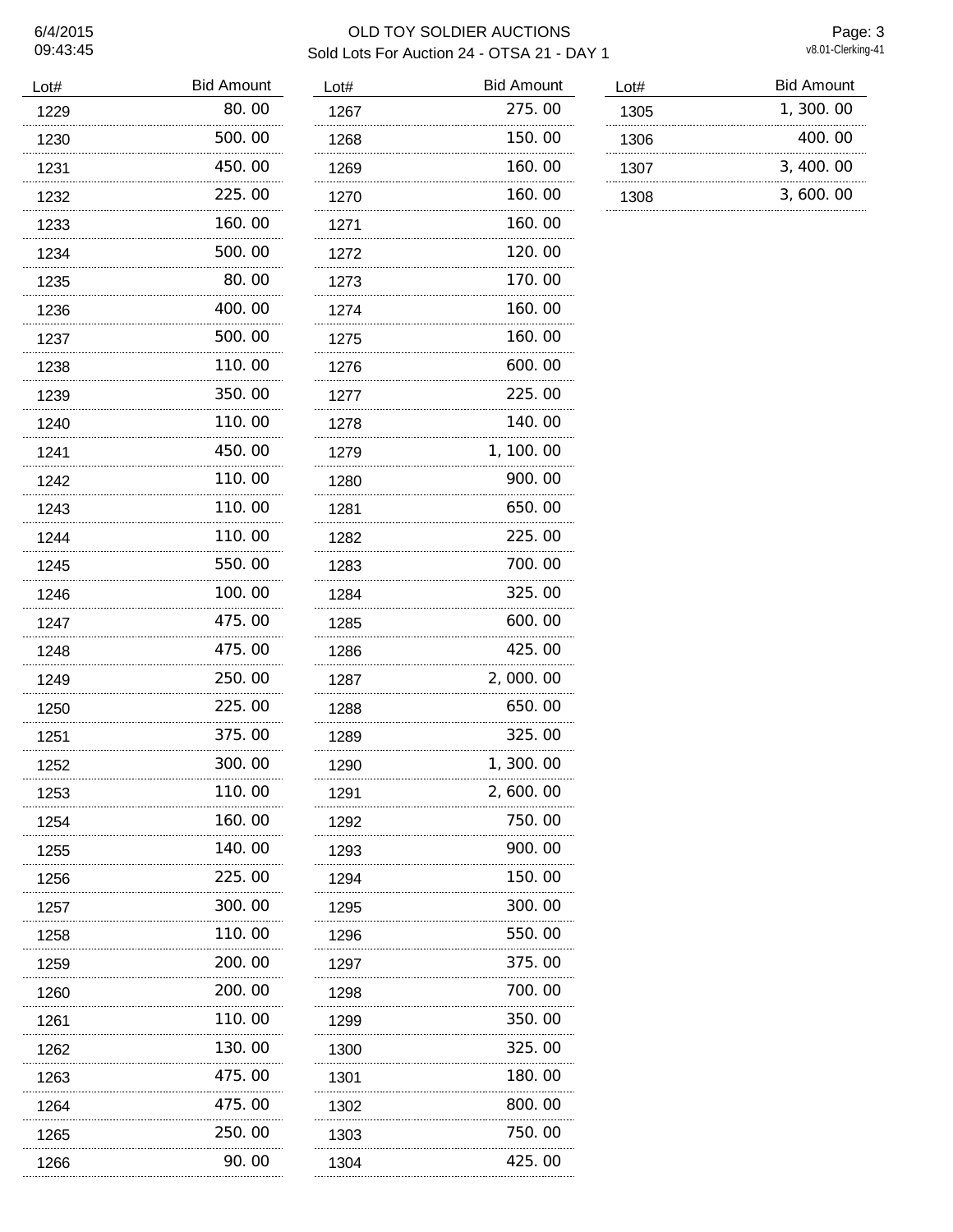# OLD TOY SOLDIER AUCTIONS

## Sold Lots For Auction 24 - OTSA 21 - DAY 1

6/4/2015
09:43:45

v8.01-Clerking-41

| Lot# | Bid Amount |
|---|---|
| 1229 | 80.00 |
| 1230 | 500.00 |
| 1231 | 450.00 |
| 1232 | 225.00 |
| 1233 | 160.00 |
| 1234 | 500.00 |
| 1235 | 80.00 |
| 1236 | 400.00 |
| 1237 | 500.00 |
| 1238 | 110.00 |
| 1239 | 350.00 |
| 1240 | 110.00 |
| 1241 | 450.00 |
| 1242 | 110.00 |
| 1243 | 110.00 |
| 1244 | 110.00 |
| 1245 | 550.00 |
| 1246 | 100.00 |
| 1247 | 475.00 |
| 1248 | 475.00 |
| 1249 | 250.00 |
| 1250 | 225.00 |
| 1251 | 375.00 |
| 1252 | 300.00 |
| 1253 | 110.00 |
| 1254 | 160.00 |
| 1255 | 140.00 |
| 1256 | 225.00 |
| 1257 | 300.00 |
| 1258 | 110.00 |
| 1259 | 200.00 |
| 1260 | 200.00 |
| 1261 | 110.00 |
| 1262 | 130.00 |
| 1263 | 475.00 |
| 1264 | 475.00 |
| 1265 | 250.00 |
| 1266 | 90.00 |
| 1267 | 275.00 |
| 1268 | 150.00 |
| 1269 | 160.00 |
| 1270 | 160.00 |
| 1271 | 160.00 |
| 1272 | 120.00 |
| 1273 | 170.00 |
| 1274 | 160.00 |
| 1275 | 160.00 |
| 1276 | 600.00 |
| 1277 | 225.00 |
| 1278 | 140.00 |
| 1279 | 1,100.00 |
| 1280 | 900.00 |
| 1281 | 650.00 |
| 1282 | 225.00 |
| 1283 | 700.00 |
| 1284 | 325.00 |
| 1285 | 600.00 |
| 1286 | 425.00 |
| 1287 | 2,000.00 |
| 1288 | 650.00 |
| 1289 | 325.00 |
| 1290 | 1,300.00 |
| 1291 | 2,600.00 |
| 1292 | 750.00 |
| 1293 | 900.00 |
| 1294 | 150.00 |
| 1295 | 300.00 |
| 1296 | 550.00 |
| 1297 | 375.00 |
| 1298 | 700.00 |
| 1299 | 350.00 |
| 1300 | 325.00 |
| 1301 | 180.00 |
| 1302 | 800.00 |
| 1303 | 750.00 |
| 1304 | 425.00 |
| 1305 | 1,300.00 |
| 1306 | 400.00 |
| 1307 | 3,400.00 |
| 1308 | 3,600.00 |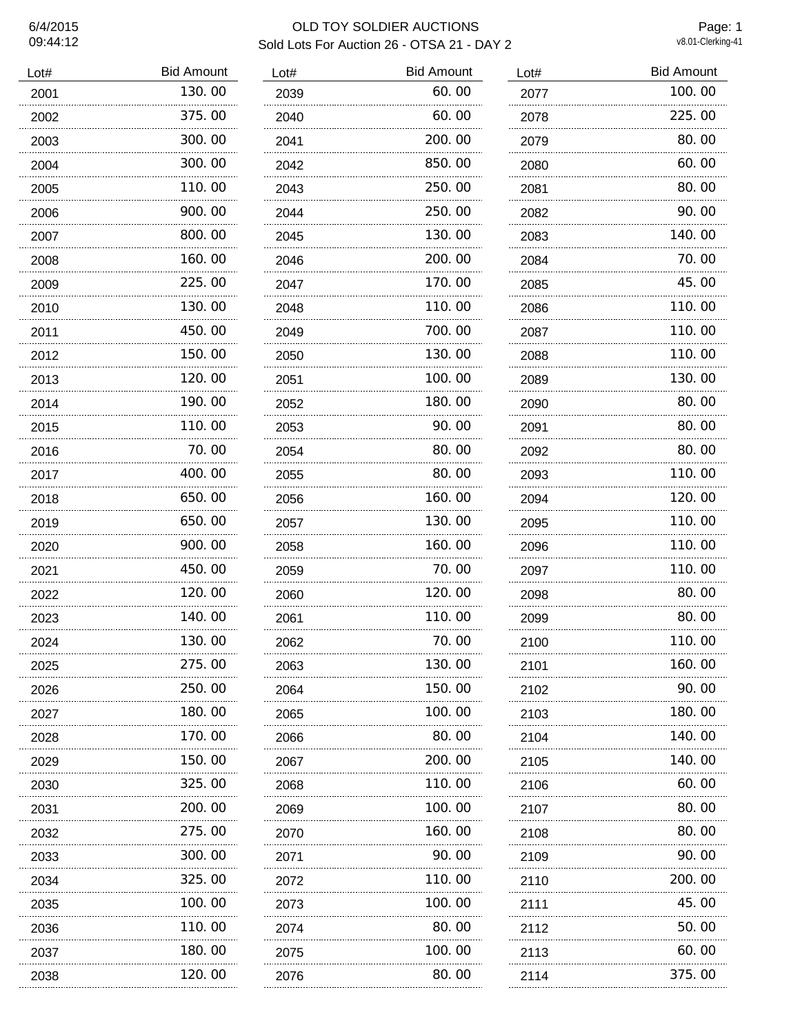# OLD TOY SOLDIER AUCTIONS

## Sold Lots For Auction 26 - OTSA 21 - DAY 2

6/4/2015
09:44:12

v8.01-Clerking-41

| Lot# | Bid Amount |
|---|---|
| 2001 | 130.00 |
| 2002 | 375.00 |
| 2003 | 300.00 |
| 2004 | 300.00 |
| 2005 | 110.00 |
| 2006 | 900.00 |
| 2007 | 800.00 |
| 2008 | 160.00 |
| 2009 | 225.00 |
| 2010 | 130.00 |
| 2011 | 450.00 |
| 2012 | 150.00 |
| 2013 | 120.00 |
| 2014 | 190.00 |
| 2015 | 110.00 |
| 2016 | 70.00 |
| 2017 | 400.00 |
| 2018 | 650.00 |
| 2019 | 650.00 |
| 2020 | 900.00 |
| 2021 | 450.00 |
| 2022 | 120.00 |
| 2023 | 140.00 |
| 2024 | 130.00 |
| 2025 | 275.00 |
| 2026 | 250.00 |
| 2027 | 180.00 |
| 2028 | 170.00 |
| 2029 | 150.00 |
| 2030 | 325.00 |
| 2031 | 200.00 |
| 2032 | 275.00 |
| 2033 | 300.00 |
| 2034 | 325.00 |
| 2035 | 100.00 |
| 2036 | 110.00 |
| 2037 | 180.00 |
| 2038 | 120.00 |
| 2039 | 60.00 |
| 2040 | 60.00 |
| 2041 | 200.00 |
| 2042 | 850.00 |
| 2043 | 250.00 |
| 2044 | 250.00 |
| 2045 | 130.00 |
| 2046 | 200.00 |
| 2047 | 170.00 |
| 2048 | 110.00 |
| 2049 | 700.00 |
| 2050 | 130.00 |
| 2051 | 100.00 |
| 2052 | 180.00 |
| 2053 | 90.00 |
| 2054 | 80.00 |
| 2055 | 80.00 |
| 2056 | 160.00 |
| 2057 | 130.00 |
| 2058 | 160.00 |
| 2059 | 70.00 |
| 2060 | 120.00 |
| 2061 | 110.00 |
| 2062 | 70.00 |
| 2063 | 130.00 |
| 2064 | 150.00 |
| 2065 | 100.00 |
| 2066 | 80.00 |
| 2067 | 200.00 |
| 2068 | 110.00 |
| 2069 | 100.00 |
| 2070 | 160.00 |
| 2071 | 90.00 |
| 2072 | 110.00 |
| 2073 | 100.00 |
| 2074 | 80.00 |
| 2075 | 100.00 |
| 2076 | 80.00 |
| 2077 | 100.00 |
| 2078 | 225.00 |
| 2079 | 80.00 |
| 2080 | 60.00 |
| 2081 | 80.00 |
| 2082 | 90.00 |
| 2083 | 140.00 |
| 2084 | 70.00 |
| 2085 | 45.00 |
| 2086 | 110.00 |
| 2087 | 110.00 |
| 2088 | 110.00 |
| 2089 | 130.00 |
| 2090 | 80.00 |
| 2091 | 80.00 |
| 2092 | 80.00 |
| 2093 | 110.00 |
| 2094 | 120.00 |
| 2095 | 110.00 |
| 2096 | 110.00 |
| 2097 | 110.00 |
| 2098 | 80.00 |
| 2099 | 80.00 |
| 2100 | 110.00 |
| 2101 | 160.00 |
| 2102 | 90.00 |
| 2103 | 180.00 |
| 2104 | 140.00 |
| 2105 | 140.00 |
| 2106 | 60.00 |
| 2107 | 80.00 |
| 2108 | 80.00 |
| 2109 | 90.00 |
| 2110 | 200.00 |
| 2111 | 45.00 |
| 2112 | 50.00 |
| 2113 | 60.00 |
| 2114 | 375.00 |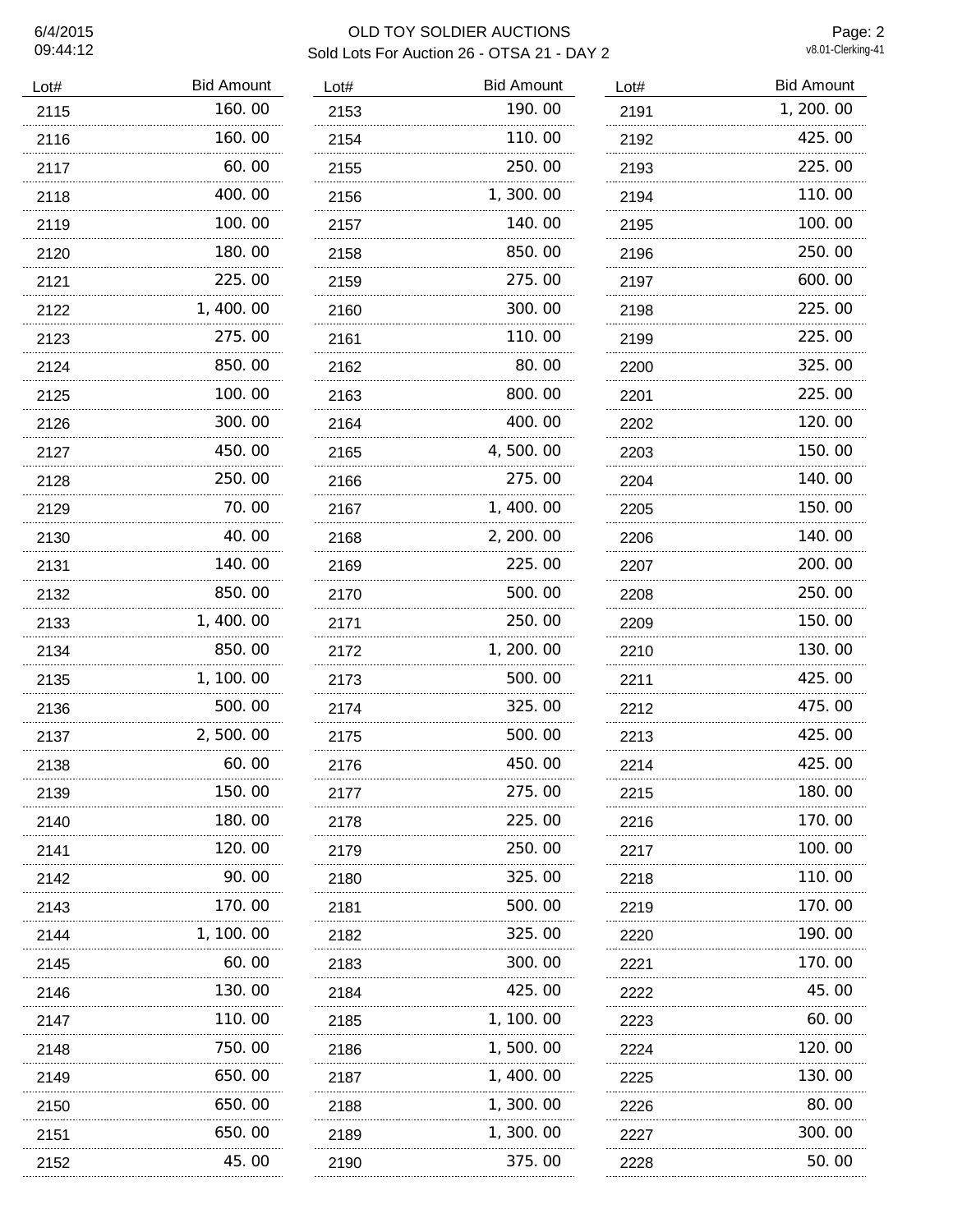# OLD TOY SOLDIER AUCTIONS

## Sold Lots For Auction 26 - OTSA 21 - DAY 2

| Lot# | Bid Amount |
|---|---|
| 2115 | 160.00 |
| 2116 | 160.00 |
| 2117 | 60.00 |
| 2118 | 400.00 |
| 2119 | 100.00 |
| 2120 | 180.00 |
| 2121 | 225.00 |
| 2122 | 1,400.00 |
| 2123 | 275.00 |
| 2124 | 850.00 |
| 2125 | 100.00 |
| 2126 | 300.00 |
| 2127 | 450.00 |
| 2128 | 250.00 |
| 2129 | 70.00 |
| 2130 | 40.00 |
| 2131 | 140.00 |
| 2132 | 850.00 |
| 2133 | 1,400.00 |
| 2134 | 850.00 |
| 2135 | 1,100.00 |
| 2136 | 500.00 |
| 2137 | 2,500.00 |
| 2138 | 60.00 |
| 2139 | 150.00 |
| 2140 | 180.00 |
| 2141 | 120.00 |
| 2142 | 90.00 |
| 2143 | 170.00 |
| 2144 | 1,100.00 |
| 2145 | 60.00 |
| 2146 | 130.00 |
| 2147 | 110.00 |
| 2148 | 750.00 |
| 2149 | 650.00 |
| 2150 | 650.00 |
| 2151 | 650.00 |
| 2152 | 45.00 |
| 2153 | 190.00 |
| 2154 | 110.00 |
| 2155 | 250.00 |
| 2156 | 1,300.00 |
| 2157 | 140.00 |
| 2158 | 850.00 |
| 2159 | 275.00 |
| 2160 | 300.00 |
| 2161 | 110.00 |
| 2162 | 80.00 |
| 2163 | 800.00 |
| 2164 | 400.00 |
| 2165 | 4,500.00 |
| 2166 | 275.00 |
| 2167 | 1,400.00 |
| 2168 | 2,200.00 |
| 2169 | 225.00 |
| 2170 | 500.00 |
| 2171 | 250.00 |
| 2172 | 1,200.00 |
| 2173 | 500.00 |
| 2174 | 325.00 |
| 2175 | 500.00 |
| 2176 | 450.00 |
| 2177 | 275.00 |
| 2178 | 225.00 |
| 2179 | 250.00 |
| 2180 | 325.00 |
| 2181 | 500.00 |
| 2182 | 325.00 |
| 2183 | 300.00 |
| 2184 | 425.00 |
| 2185 | 1,100.00 |
| 2186 | 1,500.00 |
| 2187 | 1,400.00 |
| 2188 | 1,300.00 |
| 2189 | 1,300.00 |
| 2190 | 375.00 |
| 2191 | 1,200.00 |
| 2192 | 425.00 |
| 2193 | 225.00 |
| 2194 | 110.00 |
| 2195 | 100.00 |
| 2196 | 250.00 |
| 2197 | 600.00 |
| 2198 | 225.00 |
| 2199 | 225.00 |
| 2200 | 325.00 |
| 2201 | 225.00 |
| 2202 | 120.00 |
| 2203 | 150.00 |
| 2204 | 140.00 |
| 2205 | 150.00 |
| 2206 | 140.00 |
| 2207 | 200.00 |
| 2208 | 250.00 |
| 2209 | 150.00 |
| 2210 | 130.00 |
| 2211 | 425.00 |
| 2212 | 475.00 |
| 2213 | 425.00 |
| 2214 | 425.00 |
| 2215 | 180.00 |
| 2216 | 170.00 |
| 2217 | 100.00 |
| 2218 | 110.00 |
| 2219 | 170.00 |
| 2220 | 190.00 |
| 2221 | 170.00 |
| 2222 | 45.00 |
| 2223 | 60.00 |
| 2224 | 120.00 |
| 2225 | 130.00 |
| 2226 | 80.00 |
| 2227 | 300.00 |
| 2228 | 50.00 |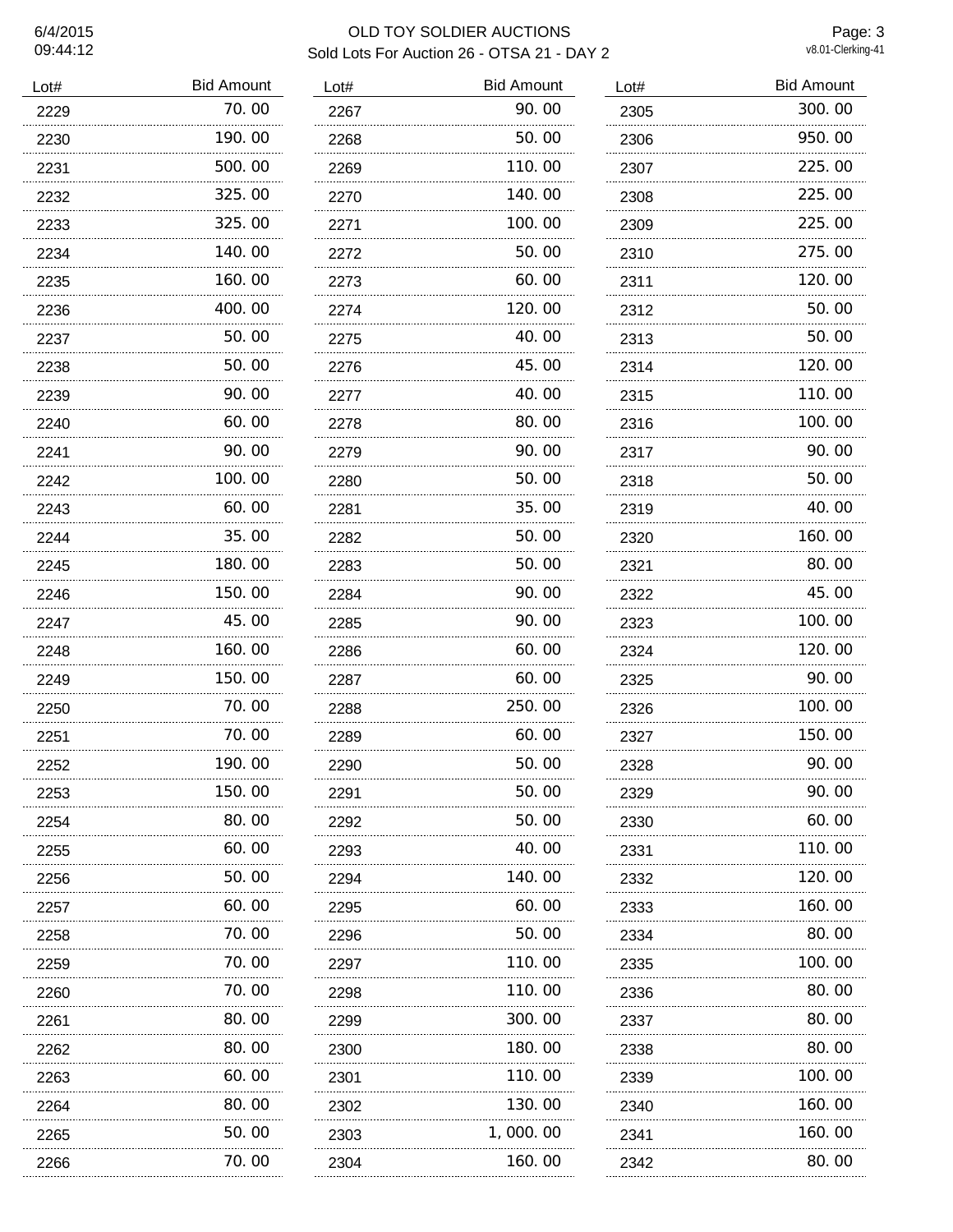# OLD TOY SOLDIER AUCTIONS

Sold Lots For Auction 26 - OTSA 21 - DAY 2

| Lot# | Bid Amount |
|---|---|
| 2229 | 70.00 |
| 2230 | 190.00 |
| 2231 | 500.00 |
| 2232 | 325.00 |
| 2233 | 325.00 |
| 2234 | 140.00 |
| 2235 | 160.00 |
| 2236 | 400.00 |
| 2237 | 50.00 |
| 2238 | 50.00 |
| 2239 | 90.00 |
| 2240 | 60.00 |
| 2241 | 90.00 |
| 2242 | 100.00 |
| 2243 | 60.00 |
| 2244 | 35.00 |
| 2245 | 180.00 |
| 2246 | 150.00 |
| 2247 | 45.00 |
| 2248 | 160.00 |
| 2249 | 150.00 |
| 2250 | 70.00 |
| 2251 | 70.00 |
| 2252 | 190.00 |
| 2253 | 150.00 |
| 2254 | 80.00 |
| 2255 | 60.00 |
| 2256 | 50.00 |
| 2257 | 60.00 |
| 2258 | 70.00 |
| 2259 | 70.00 |
| 2260 | 70.00 |
| 2261 | 80.00 |
| 2262 | 80.00 |
| 2263 | 60.00 |
| 2264 | 80.00 |
| 2265 | 50.00 |
| 2266 | 70.00 |
| 2267 | 90.00 |
| 2268 | 50.00 |
| 2269 | 110.00 |
| 2270 | 140.00 |
| 2271 | 100.00 |
| 2272 | 50.00 |
| 2273 | 60.00 |
| 2274 | 120.00 |
| 2275 | 40.00 |
| 2276 | 45.00 |
| 2277 | 40.00 |
| 2278 | 80.00 |
| 2279 | 90.00 |
| 2280 | 50.00 |
| 2281 | 35.00 |
| 2282 | 50.00 |
| 2283 | 50.00 |
| 2284 | 90.00 |
| 2285 | 90.00 |
| 2286 | 60.00 |
| 2287 | 60.00 |
| 2288 | 250.00 |
| 2289 | 60.00 |
| 2290 | 50.00 |
| 2291 | 50.00 |
| 2292 | 50.00 |
| 2293 | 40.00 |
| 2294 | 140.00 |
| 2295 | 60.00 |
| 2296 | 50.00 |
| 2297 | 110.00 |
| 2298 | 110.00 |
| 2299 | 300.00 |
| 2300 | 180.00 |
| 2301 | 110.00 |
| 2302 | 130.00 |
| 2303 | 1,000.00 |
| 2304 | 160.00 |
| 2305 | 300.00 |
| 2306 | 950.00 |
| 2307 | 225.00 |
| 2308 | 225.00 |
| 2309 | 225.00 |
| 2310 | 275.00 |
| 2311 | 120.00 |
| 2312 | 50.00 |
| 2313 | 50.00 |
| 2314 | 120.00 |
| 2315 | 110.00 |
| 2316 | 100.00 |
| 2317 | 90.00 |
| 2318 | 50.00 |
| 2319 | 40.00 |
| 2320 | 160.00 |
| 2321 | 80.00 |
| 2322 | 45.00 |
| 2323 | 100.00 |
| 2324 | 120.00 |
| 2325 | 90.00 |
| 2326 | 100.00 |
| 2327 | 150.00 |
| 2328 | 90.00 |
| 2329 | 90.00 |
| 2330 | 60.00 |
| 2331 | 110.00 |
| 2332 | 120.00 |
| 2333 | 160.00 |
| 2334 | 80.00 |
| 2335 | 100.00 |
| 2336 | 80.00 |
| 2337 | 80.00 |
| 2338 | 80.00 |
| 2339 | 100.00 |
| 2340 | 160.00 |
| 2341 | 160.00 |
| 2342 | 80.00 |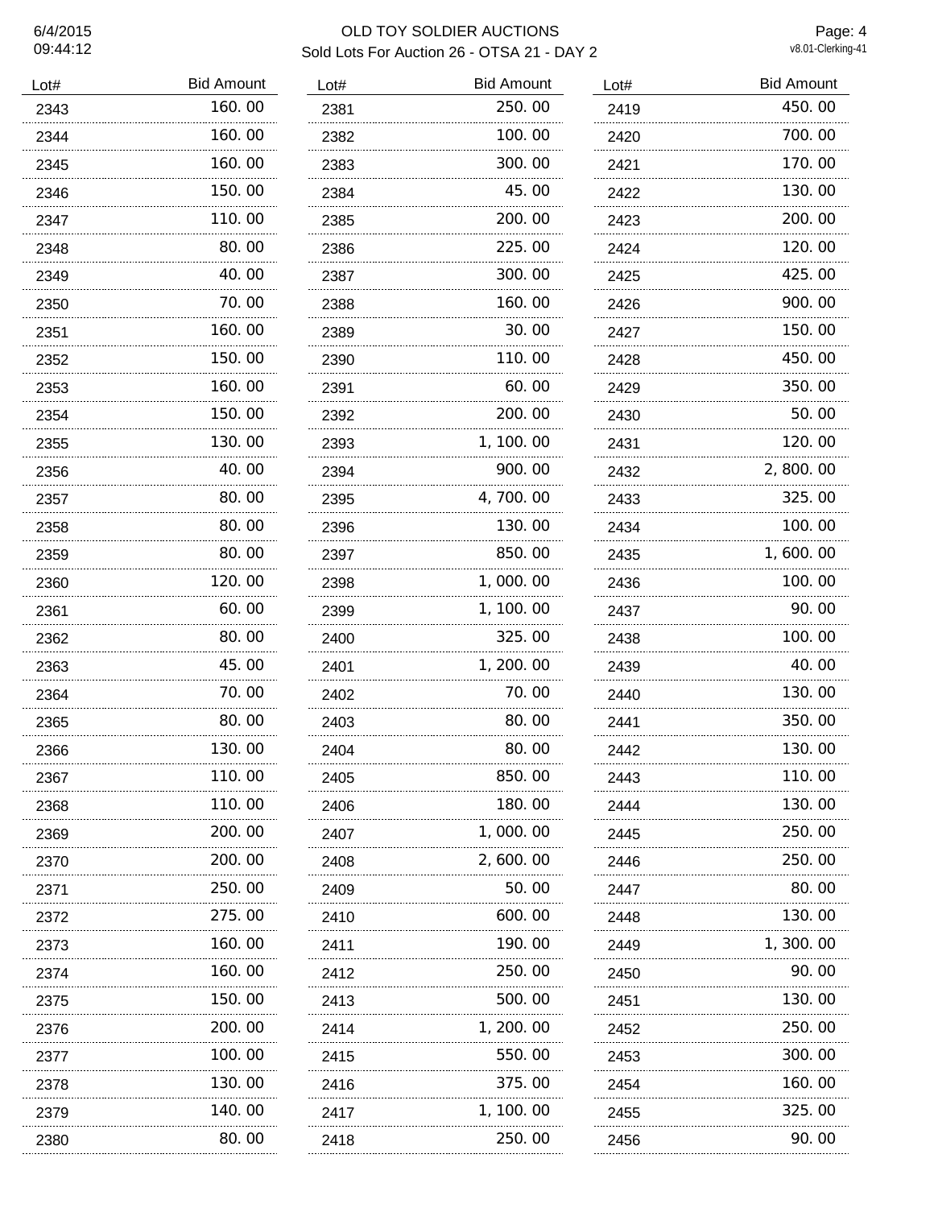# OLD TOY SOLDIER AUCTIONS

## Sold Lots For Auction 26 - OTSA 21 - DAY 2

6/4/2015
09:44:12

v8.01-Clerking-41

| Lot# | Bid Amount |
|---|---|
| 2343 | 160.00 |
| 2344 | 160.00 |
| 2345 | 160.00 |
| 2346 | 150.00 |
| 2347 | 110.00 |
| 2348 | 80.00 |
| 2349 | 40.00 |
| 2350 | 70.00 |
| 2351 | 160.00 |
| 2352 | 150.00 |
| 2353 | 160.00 |
| 2354 | 150.00 |
| 2355 | 130.00 |
| 2356 | 40.00 |
| 2357 | 80.00 |
| 2358 | 80.00 |
| 2359 | 80.00 |
| 2360 | 120.00 |
| 2361 | 60.00 |
| 2362 | 80.00 |
| 2363 | 45.00 |
| 2364 | 70.00 |
| 2365 | 80.00 |
| 2366 | 130.00 |
| 2367 | 110.00 |
| 2368 | 110.00 |
| 2369 | 200.00 |
| 2370 | 200.00 |
| 2371 | 250.00 |
| 2372 | 275.00 |
| 2373 | 160.00 |
| 2374 | 160.00 |
| 2375 | 150.00 |
| 2376 | 200.00 |
| 2377 | 100.00 |
| 2378 | 130.00 |
| 2379 | 140.00 |
| 2380 | 80.00 |
| 2381 | 250.00 |
| 2382 | 100.00 |
| 2383 | 300.00 |
| 2384 | 45.00 |
| 2385 | 200.00 |
| 2386 | 225.00 |
| 2387 | 300.00 |
| 2388 | 160.00 |
| 2389 | 30.00 |
| 2390 | 110.00 |
| 2391 | 60.00 |
| 2392 | 200.00 |
| 2393 | 1,100.00 |
| 2394 | 900.00 |
| 2395 | 4,700.00 |
| 2396 | 130.00 |
| 2397 | 850.00 |
| 2398 | 1,000.00 |
| 2399 | 1,100.00 |
| 2400 | 325.00 |
| 2401 | 1,200.00 |
| 2402 | 70.00 |
| 2403 | 80.00 |
| 2404 | 80.00 |
| 2405 | 850.00 |
| 2406 | 180.00 |
| 2407 | 1,000.00 |
| 2408 | 2,600.00 |
| 2409 | 50.00 |
| 2410 | 600.00 |
| 2411 | 190.00 |
| 2412 | 250.00 |
| 2413 | 500.00 |
| 2414 | 1,200.00 |
| 2415 | 550.00 |
| 2416 | 375.00 |
| 2417 | 1,100.00 |
| 2418 | 250.00 |
| 2419 | 450.00 |
| 2420 | 700.00 |
| 2421 | 170.00 |
| 2422 | 130.00 |
| 2423 | 200.00 |
| 2424 | 120.00 |
| 2425 | 425.00 |
| 2426 | 900.00 |
| 2427 | 150.00 |
| 2428 | 450.00 |
| 2429 | 350.00 |
| 2430 | 50.00 |
| 2431 | 120.00 |
| 2432 | 2,800.00 |
| 2433 | 325.00 |
| 2434 | 100.00 |
| 2435 | 1,600.00 |
| 2436 | 100.00 |
| 2437 | 90.00 |
| 2438 | 100.00 |
| 2439 | 40.00 |
| 2440 | 130.00 |
| 2441 | 350.00 |
| 2442 | 130.00 |
| 2443 | 110.00 |
| 2444 | 130.00 |
| 2445 | 250.00 |
| 2446 | 250.00 |
| 2447 | 80.00 |
| 2448 | 130.00 |
| 2449 | 1,300.00 |
| 2450 | 90.00 |
| 2451 | 130.00 |
| 2452 | 250.00 |
| 2453 | 300.00 |
| 2454 | 160.00 |
| 2455 | 325.00 |
| 2456 | 90.00 |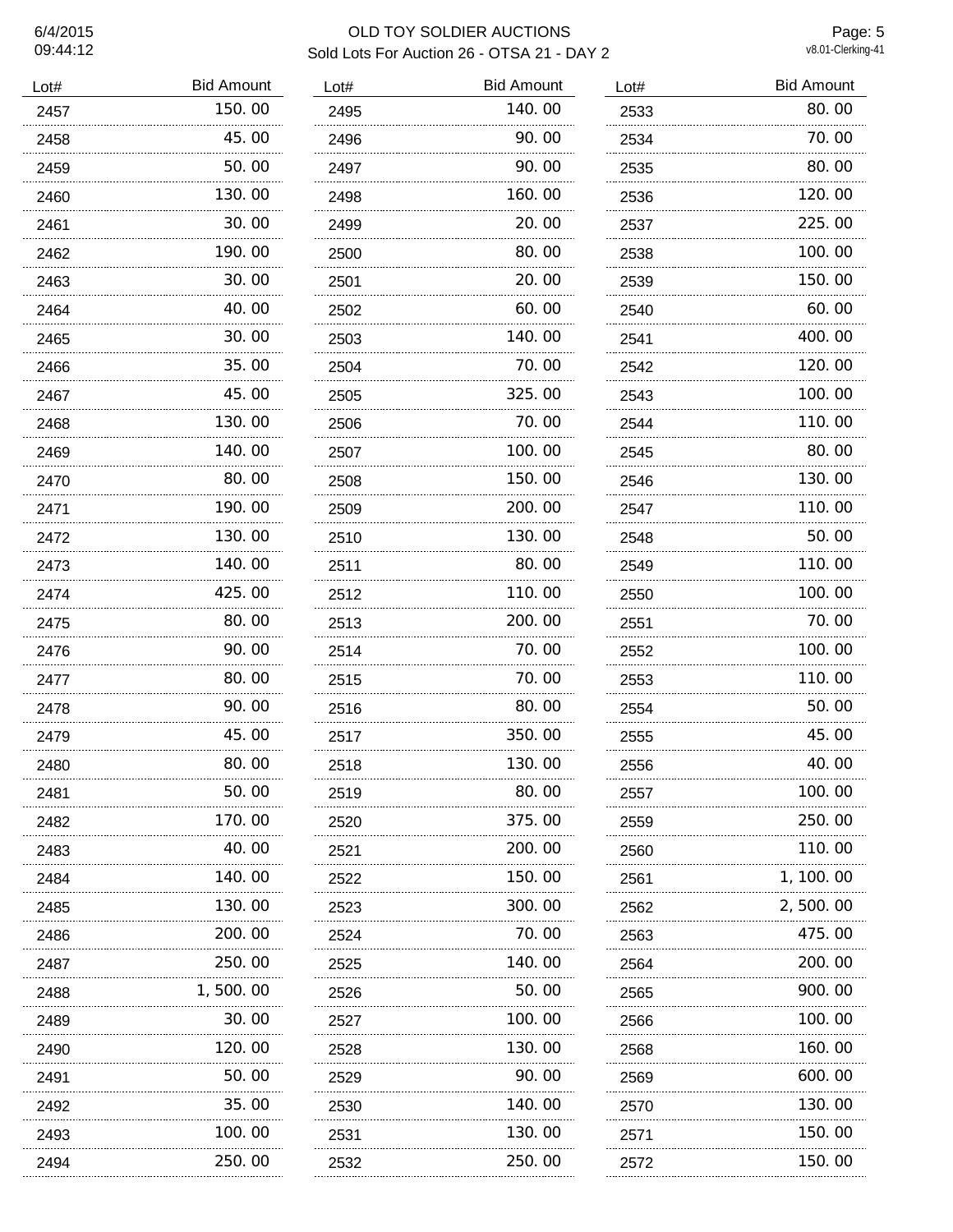# OLD TOY SOLDIER AUCTIONS

Sold Lots For Auction 26 - OTSA 21 - DAY 2

6/4/2015
09:44:12

v8.01-Clerking-41

| Lot# | Bid Amount |
|---|---|
| 2457 | 150.00 |
| 2458 | 45.00 |
| 2459 | 50.00 |
| 2460 | 130.00 |
| 2461 | 30.00 |
| 2462 | 190.00 |
| 2463 | 30.00 |
| 2464 | 40.00 |
| 2465 | 30.00 |
| 2466 | 35.00 |
| 2467 | 45.00 |
| 2468 | 130.00 |
| 2469 | 140.00 |
| 2470 | 80.00 |
| 2471 | 190.00 |
| 2472 | 130.00 |
| 2473 | 140.00 |
| 2474 | 425.00 |
| 2475 | 80.00 |
| 2476 | 90.00 |
| 2477 | 80.00 |
| 2478 | 90.00 |
| 2479 | 45.00 |
| 2480 | 80.00 |
| 2481 | 50.00 |
| 2482 | 170.00 |
| 2483 | 40.00 |
| 2484 | 140.00 |
| 2485 | 130.00 |
| 2486 | 200.00 |
| 2487 | 250.00 |
| 2488 | 1,500.00 |
| 2489 | 30.00 |
| 2490 | 120.00 |
| 2491 | 50.00 |
| 2492 | 35.00 |
| 2493 | 100.00 |
| 2494 | 250.00 |
| 2495 | 140.00 |
| 2496 | 90.00 |
| 2497 | 90.00 |
| 2498 | 160.00 |
| 2499 | 20.00 |
| 2500 | 80.00 |
| 2501 | 20.00 |
| 2502 | 60.00 |
| 2503 | 140.00 |
| 2504 | 70.00 |
| 2505 | 325.00 |
| 2506 | 70.00 |
| 2507 | 100.00 |
| 2508 | 150.00 |
| 2509 | 200.00 |
| 2510 | 130.00 |
| 2511 | 80.00 |
| 2512 | 110.00 |
| 2513 | 200.00 |
| 2514 | 70.00 |
| 2515 | 70.00 |
| 2516 | 80.00 |
| 2517 | 350.00 |
| 2518 | 130.00 |
| 2519 | 80.00 |
| 2520 | 375.00 |
| 2521 | 200.00 |
| 2522 | 150.00 |
| 2523 | 300.00 |
| 2524 | 70.00 |
| 2525 | 140.00 |
| 2526 | 50.00 |
| 2527 | 100.00 |
| 2528 | 130.00 |
| 2529 | 90.00 |
| 2530 | 140.00 |
| 2531 | 130.00 |
| 2532 | 250.00 |
| 2533 | 80.00 |
| 2534 | 70.00 |
| 2535 | 80.00 |
| 2536 | 120.00 |
| 2537 | 225.00 |
| 2538 | 100.00 |
| 2539 | 150.00 |
| 2540 | 60.00 |
| 2541 | 400.00 |
| 2542 | 120.00 |
| 2543 | 100.00 |
| 2544 | 110.00 |
| 2545 | 80.00 |
| 2546 | 130.00 |
| 2547 | 110.00 |
| 2548 | 50.00 |
| 2549 | 110.00 |
| 2550 | 100.00 |
| 2551 | 70.00 |
| 2552 | 100.00 |
| 2553 | 110.00 |
| 2554 | 50.00 |
| 2555 | 45.00 |
| 2556 | 40.00 |
| 2557 | 100.00 |
| 2559 | 250.00 |
| 2560 | 110.00 |
| 2561 | 1,100.00 |
| 2562 | 2,500.00 |
| 2563 | 475.00 |
| 2564 | 200.00 |
| 2565 | 900.00 |
| 2566 | 100.00 |
| 2568 | 160.00 |
| 2569 | 600.00 |
| 2570 | 130.00 |
| 2571 | 150.00 |
| 2572 | 150.00 |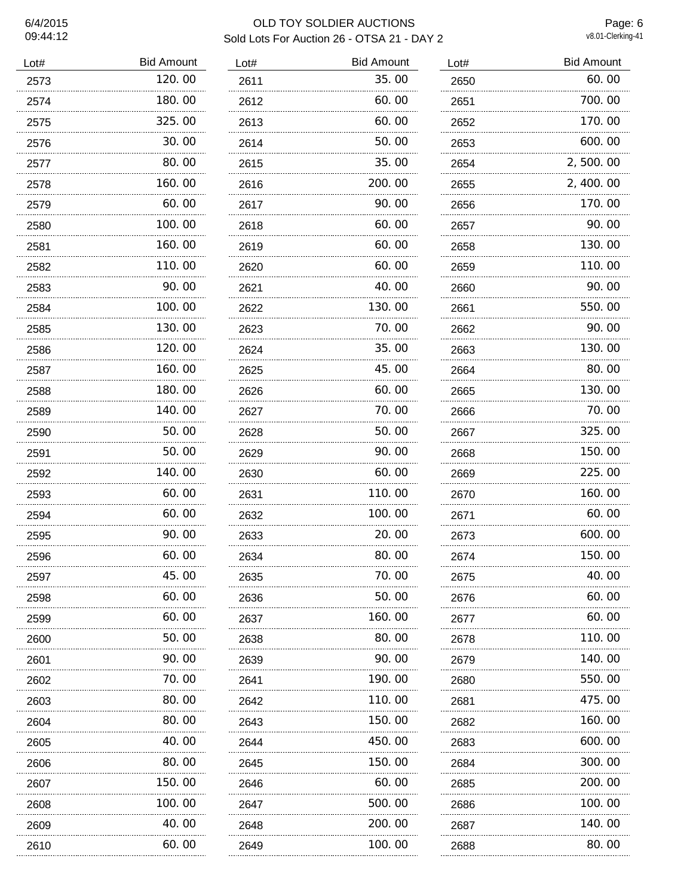# OLD TOY SOLDIER AUCTIONS

## Sold Lots For Auction 26 - OTSA 21 - DAY 2

6/4/2015
09:44:12

v8.01-Clerking-41

| Lot# | Bid Amount |
|---|---|
| 2573 | 120.00 |
| 2574 | 180.00 |
| 2575 | 325.00 |
| 2576 | 30.00 |
| 2577 | 80.00 |
| 2578 | 160.00 |
| 2579 | 60.00 |
| 2580 | 100.00 |
| 2581 | 160.00 |
| 2582 | 110.00 |
| 2583 | 90.00 |
| 2584 | 100.00 |
| 2585 | 130.00 |
| 2586 | 120.00 |
| 2587 | 160.00 |
| 2588 | 180.00 |
| 2589 | 140.00 |
| 2590 | 50.00 |
| 2591 | 50.00 |
| 2592 | 140.00 |
| 2593 | 60.00 |
| 2594 | 60.00 |
| 2595 | 90.00 |
| 2596 | 60.00 |
| 2597 | 45.00 |
| 2598 | 60.00 |
| 2599 | 60.00 |
| 2600 | 50.00 |
| 2601 | 90.00 |
| 2602 | 70.00 |
| 2603 | 80.00 |
| 2604 | 80.00 |
| 2605 | 40.00 |
| 2606 | 80.00 |
| 2607 | 150.00 |
| 2608 | 100.00 |
| 2609 | 40.00 |
| 2610 | 60.00 |
| 2611 | 35.00 |
| 2612 | 60.00 |
| 2613 | 60.00 |
| 2614 | 50.00 |
| 2615 | 35.00 |
| 2616 | 200.00 |
| 2617 | 90.00 |
| 2618 | 60.00 |
| 2619 | 60.00 |
| 2620 | 60.00 |
| 2621 | 40.00 |
| 2622 | 130.00 |
| 2623 | 70.00 |
| 2624 | 35.00 |
| 2625 | 45.00 |
| 2626 | 60.00 |
| 2627 | 70.00 |
| 2628 | 50.00 |
| 2629 | 90.00 |
| 2630 | 60.00 |
| 2631 | 110.00 |
| 2632 | 100.00 |
| 2633 | 20.00 |
| 2634 | 80.00 |
| 2635 | 70.00 |
| 2636 | 50.00 |
| 2637 | 160.00 |
| 2638 | 80.00 |
| 2639 | 90.00 |
| 2641 | 190.00 |
| 2642 | 110.00 |
| 2643 | 150.00 |
| 2644 | 450.00 |
| 2645 | 150.00 |
| 2646 | 60.00 |
| 2647 | 500.00 |
| 2648 | 200.00 |
| 2649 | 100.00 |
| 2650 | 60.00 |
| 2651 | 700.00 |
| 2652 | 170.00 |
| 2653 | 600.00 |
| 2654 | 2,500.00 |
| 2655 | 2,400.00 |
| 2656 | 170.00 |
| 2657 | 90.00 |
| 2658 | 130.00 |
| 2659 | 110.00 |
| 2660 | 90.00 |
| 2661 | 550.00 |
| 2662 | 90.00 |
| 2663 | 130.00 |
| 2664 | 80.00 |
| 2665 | 130.00 |
| 2666 | 70.00 |
| 2667 | 325.00 |
| 2668 | 150.00 |
| 2669 | 225.00 |
| 2670 | 160.00 |
| 2671 | 60.00 |
| 2673 | 600.00 |
| 2674 | 150.00 |
| 2675 | 40.00 |
| 2676 | 60.00 |
| 2677 | 60.00 |
| 2678 | 110.00 |
| 2679 | 140.00 |
| 2680 | 550.00 |
| 2681 | 475.00 |
| 2682 | 160.00 |
| 2683 | 600.00 |
| 2684 | 300.00 |
| 2685 | 200.00 |
| 2686 | 100.00 |
| 2687 | 140.00 |
| 2688 | 80.00 |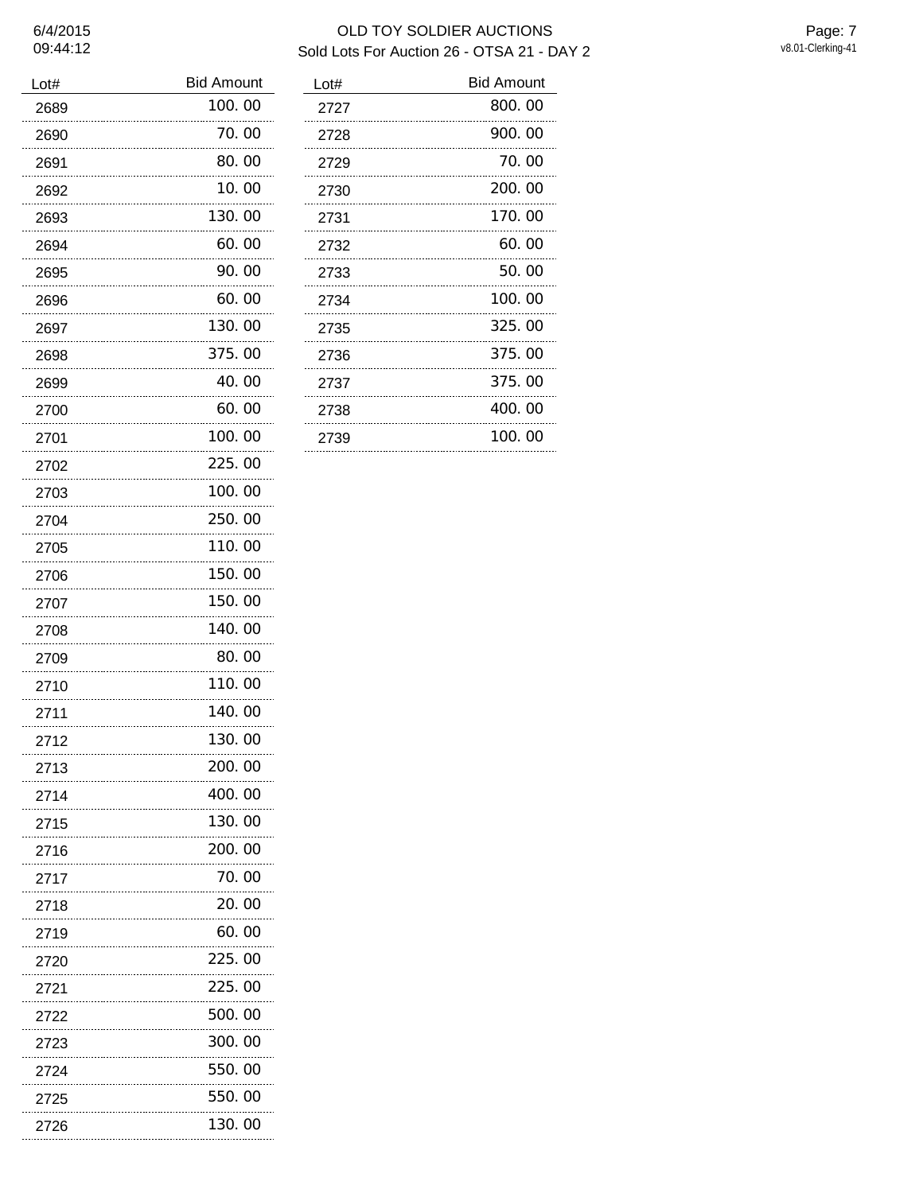# OLD TOY SOLDIER AUCTIONS

## Sold Lots For Auction 26 - OTSA 21 - DAY 2

| Lot# | Bid Amount |
|---|---|
| 2689 | 100.00 |
| 2690 | 70.00 |
| 2691 | 80.00 |
| 2692 | 10.00 |
| 2693 | 130.00 |
| 2694 | 60.00 |
| 2695 | 90.00 |
| 2696 | 60.00 |
| 2697 | 130.00 |
| 2698 | 375.00 |
| 2699 | 40.00 |
| 2700 | 60.00 |
| 2701 | 100.00 |
| 2702 | 225.00 |
| 2703 | 100.00 |
| 2704 | 250.00 |
| 2705 | 110.00 |
| 2706 | 150.00 |
| 2707 | 150.00 |
| 2708 | 140.00 |
| 2709 | 80.00 |
| 2710 | 110.00 |
| 2711 | 140.00 |
| 2712 | 130.00 |
| 2713 | 200.00 |
| 2714 | 400.00 |
| 2715 | 130.00 |
| 2716 | 200.00 |
| 2717 | 70.00 |
| 2718 | 20.00 |
| 2719 | 60.00 |
| 2720 | 225.00 |
| 2721 | 225.00 |
| 2722 | 500.00 |
| 2723 | 300.00 |
| 2724 | 550.00 |
| 2725 | 550.00 |
| 2726 | 130.00 |
| 2727 | 800.00 |
| 2728 | 900.00 |
| 2729 | 70.00 |
| 2730 | 200.00 |
| 2731 | 170.00 |
| 2732 | 60.00 |
| 2733 | 50.00 |
| 2734 | 100.00 |
| 2735 | 325.00 |
| 2736 | 375.00 |
| 2737 | 375.00 |
| 2738 | 400.00 |
| 2739 | 100.00 |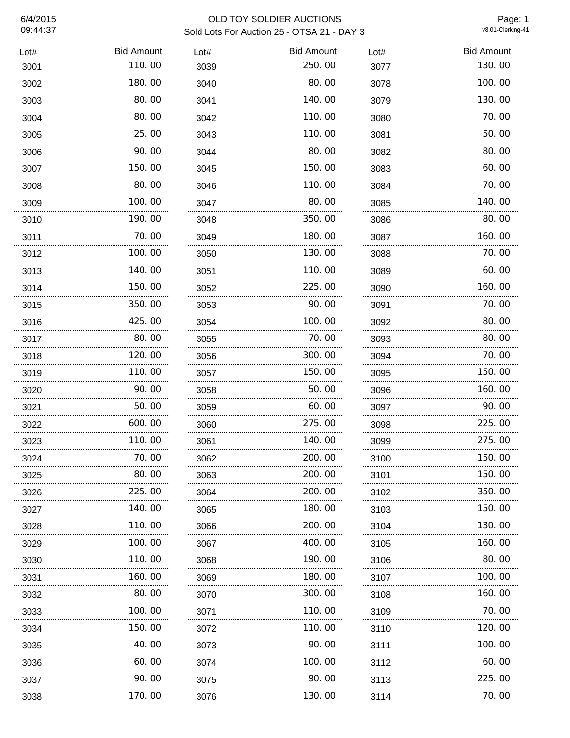6/4/2015
09:44:37

# OLD TOY SOLDIER AUCTIONS

## Sold Lots For Auction 25 - OTSA 21 - DAY 3

Page: 1
v8.01-Clerking-41

| Lot# | Bid Amount |
|---|---|
| 3001 | 110.00 |
| 3002 | 180.00 |
| 3003 | 80.00 |
| 3004 | 80.00 |
| 3005 | 25.00 |
| 3006 | 90.00 |
| 3007 | 150.00 |
| 3008 | 80.00 |
| 3009 | 100.00 |
| 3010 | 190.00 |
| 3011 | 70.00 |
| 3012 | 100.00 |
| 3013 | 140.00 |
| 3014 | 150.00 |
| 3015 | 350.00 |
| 3016 | 425.00 |
| 3017 | 80.00 |
| 3018 | 120.00 |
| 3019 | 110.00 |
| 3020 | 90.00 |
| 3021 | 50.00 |
| 3022 | 600.00 |
| 3023 | 110.00 |
| 3024 | 70.00 |
| 3025 | 80.00 |
| 3026 | 225.00 |
| 3027 | 140.00 |
| 3028 | 110.00 |
| 3029 | 100.00 |
| 3030 | 110.00 |
| 3031 | 160.00 |
| 3032 | 80.00 |
| 3033 | 100.00 |
| 3034 | 150.00 |
| 3035 | 40.00 |
| 3036 | 60.00 |
| 3037 | 90.00 |
| 3038 | 170.00 |
| 3039 | 250.00 |
| 3040 | 80.00 |
| 3041 | 140.00 |
| 3042 | 110.00 |
| 3043 | 110.00 |
| 3044 | 80.00 |
| 3045 | 150.00 |
| 3046 | 110.00 |
| 3047 | 80.00 |
| 3048 | 350.00 |
| 3049 | 180.00 |
| 3050 | 130.00 |
| 3051 | 110.00 |
| 3052 | 225.00 |
| 3053 | 90.00 |
| 3054 | 100.00 |
| 3055 | 70.00 |
| 3056 | 300.00 |
| 3057 | 150.00 |
| 3058 | 50.00 |
| 3059 | 60.00 |
| 3060 | 275.00 |
| 3061 | 140.00 |
| 3062 | 200.00 |
| 3063 | 200.00 |
| 3064 | 200.00 |
| 3065 | 180.00 |
| 3066 | 200.00 |
| 3067 | 400.00 |
| 3068 | 190.00 |
| 3069 | 180.00 |
| 3070 | 300.00 |
| 3071 | 110.00 |
| 3072 | 110.00 |
| 3073 | 90.00 |
| 3074 | 100.00 |
| 3075 | 90.00 |
| 3076 | 130.00 |
| 3077 | 130.00 |
| 3078 | 100.00 |
| 3079 | 130.00 |
| 3080 | 70.00 |
| 3081 | 50.00 |
| 3082 | 80.00 |
| 3083 | 60.00 |
| 3084 | 70.00 |
| 3085 | 140.00 |
| 3086 | 80.00 |
| 3087 | 160.00 |
| 3088 | 70.00 |
| 3089 | 60.00 |
| 3090 | 160.00 |
| 3091 | 70.00 |
| 3092 | 80.00 |
| 3093 | 80.00 |
| 3094 | 70.00 |
| 3095 | 150.00 |
| 3096 | 160.00 |
| 3097 | 90.00 |
| 3098 | 225.00 |
| 3099 | 275.00 |
| 3100 | 150.00 |
| 3101 | 150.00 |
| 3102 | 350.00 |
| 3103 | 150.00 |
| 3104 | 130.00 |
| 3105 | 160.00 |
| 3106 | 80.00 |
| 3107 | 100.00 |
| 3108 | 160.00 |
| 3109 | 70.00 |
| 3110 | 120.00 |
| 3111 | 100.00 |
| 3112 | 60.00 |
| 3113 | 225.00 |
| 3114 | 70.00 |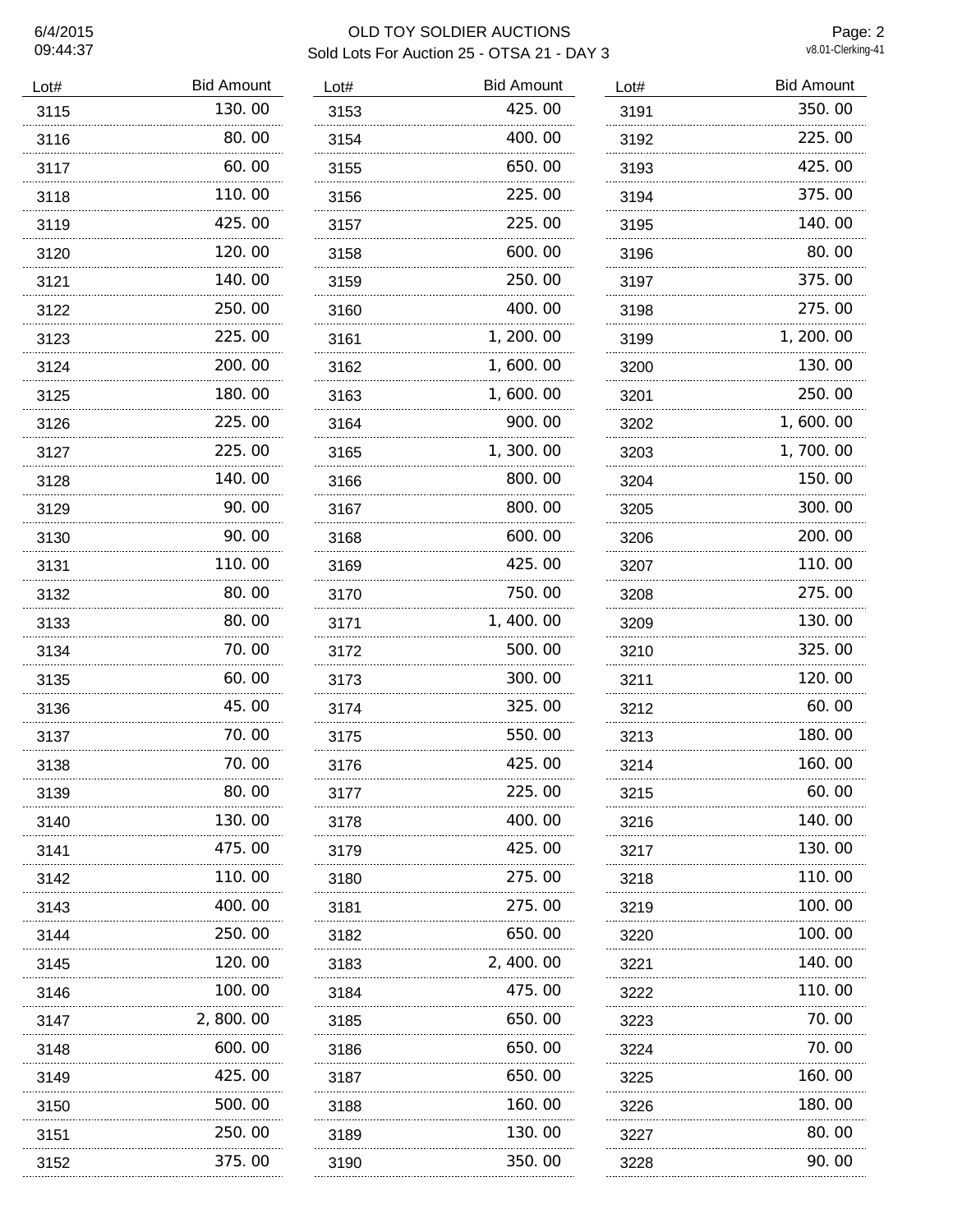# OLD TOY SOLDIER AUCTIONS

## Sold Lots For Auction 25 - OTSA 21 - DAY 3

6/4/2015 09:44:37

v8.01-Clerking-41

| Lot# | Bid Amount |
|---|---|
| 3115 | 130.00 |
| 3116 | 80.00 |
| 3117 | 60.00 |
| 3118 | 110.00 |
| 3119 | 425.00 |
| 3120 | 120.00 |
| 3121 | 140.00 |
| 3122 | 250.00 |
| 3123 | 225.00 |
| 3124 | 200.00 |
| 3125 | 180.00 |
| 3126 | 225.00 |
| 3127 | 225.00 |
| 3128 | 140.00 |
| 3129 | 90.00 |
| 3130 | 90.00 |
| 3131 | 110.00 |
| 3132 | 80.00 |
| 3133 | 80.00 |
| 3134 | 70.00 |
| 3135 | 60.00 |
| 3136 | 45.00 |
| 3137 | 70.00 |
| 3138 | 70.00 |
| 3139 | 80.00 |
| 3140 | 130.00 |
| 3141 | 475.00 |
| 3142 | 110.00 |
| 3143 | 400.00 |
| 3144 | 250.00 |
| 3145 | 120.00 |
| 3146 | 100.00 |
| 3147 | 2,800.00 |
| 3148 | 600.00 |
| 3149 | 425.00 |
| 3150 | 500.00 |
| 3151 | 250.00 |
| 3152 | 375.00 |
| 3153 | 425.00 |
| 3154 | 400.00 |
| 3155 | 650.00 |
| 3156 | 225.00 |
| 3157 | 225.00 |
| 3158 | 600.00 |
| 3159 | 250.00 |
| 3160 | 400.00 |
| 3161 | 1,200.00 |
| 3162 | 1,600.00 |
| 3163 | 1,600.00 |
| 3164 | 900.00 |
| 3165 | 1,300.00 |
| 3166 | 800.00 |
| 3167 | 800.00 |
| 3168 | 600.00 |
| 3169 | 425.00 |
| 3170 | 750.00 |
| 3171 | 1,400.00 |
| 3172 | 500.00 |
| 3173 | 300.00 |
| 3174 | 325.00 |
| 3175 | 550.00 |
| 3176 | 425.00 |
| 3177 | 225.00 |
| 3178 | 400.00 |
| 3179 | 425.00 |
| 3180 | 275.00 |
| 3181 | 275.00 |
| 3182 | 650.00 |
| 3183 | 2,400.00 |
| 3184 | 475.00 |
| 3185 | 650.00 |
| 3186 | 650.00 |
| 3187 | 650.00 |
| 3188 | 160.00 |
| 3189 | 130.00 |
| 3190 | 350.00 |
| 3191 | 350.00 |
| 3192 | 225.00 |
| 3193 | 425.00 |
| 3194 | 375.00 |
| 3195 | 140.00 |
| 3196 | 80.00 |
| 3197 | 375.00 |
| 3198 | 275.00 |
| 3199 | 1,200.00 |
| 3200 | 130.00 |
| 3201 | 250.00 |
| 3202 | 1,600.00 |
| 3203 | 1,700.00 |
| 3204 | 150.00 |
| 3205 | 300.00 |
| 3206 | 200.00 |
| 3207 | 110.00 |
| 3208 | 275.00 |
| 3209 | 130.00 |
| 3210 | 325.00 |
| 3211 | 120.00 |
| 3212 | 60.00 |
| 3213 | 180.00 |
| 3214 | 160.00 |
| 3215 | 60.00 |
| 3216 | 140.00 |
| 3217 | 130.00 |
| 3218 | 110.00 |
| 3219 | 100.00 |
| 3220 | 100.00 |
| 3221 | 140.00 |
| 3222 | 110.00 |
| 3223 | 70.00 |
| 3224 | 70.00 |
| 3225 | 160.00 |
| 3226 | 180.00 |
| 3227 | 80.00 |
| 3228 | 90.00 |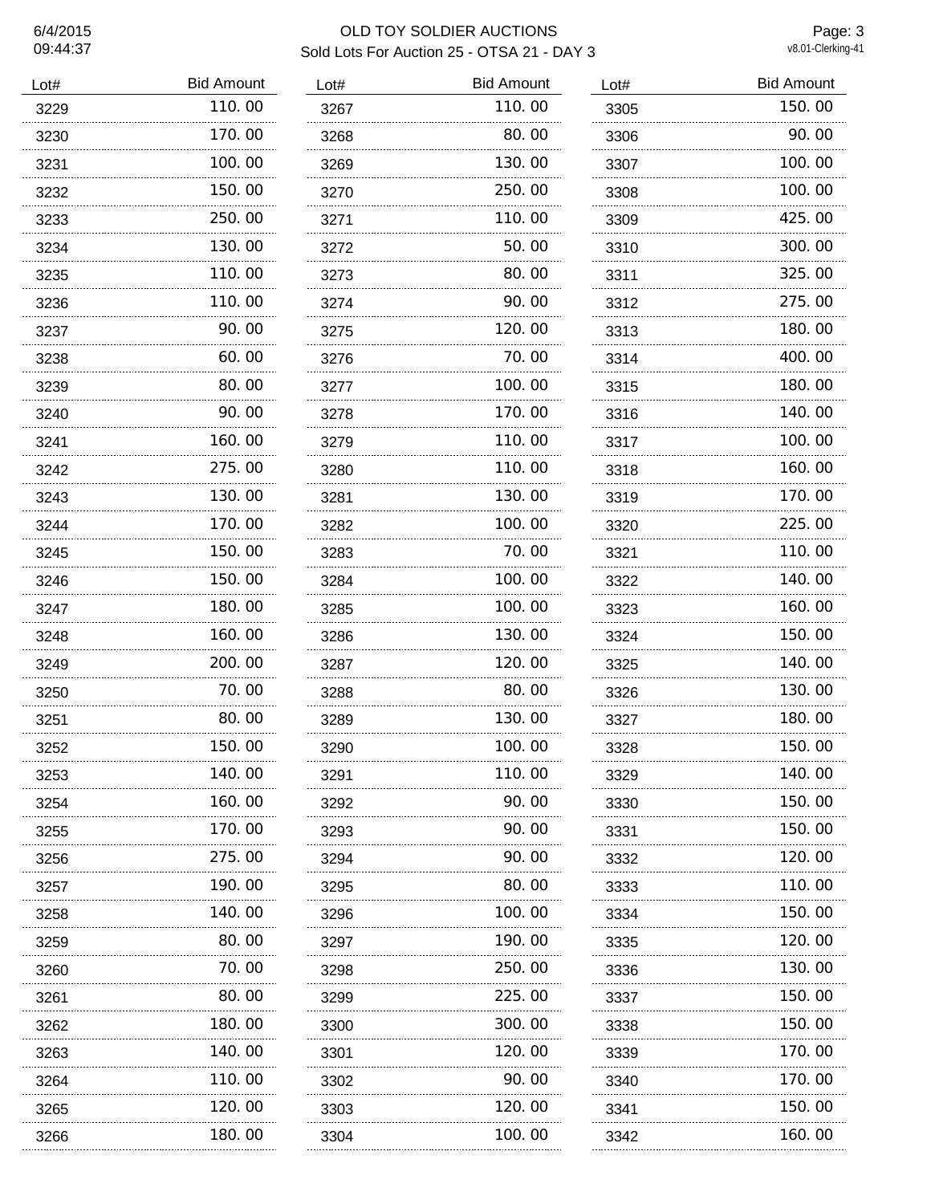# OLD TOY SOLDIER AUCTIONS

Sold Lots For Auction 25 - OTSA 21 - DAY 3

6/4/2015
09:44:37

| Lot# | Bid Amount |
|---|---|
| 3229 | 110.00 |
| 3230 | 170.00 |
| 3231 | 100.00 |
| 3232 | 150.00 |
| 3233 | 250.00 |
| 3234 | 130.00 |
| 3235 | 110.00 |
| 3236 | 110.00 |
| 3237 | 90.00 |
| 3238 | 60.00 |
| 3239 | 80.00 |
| 3240 | 90.00 |
| 3241 | 160.00 |
| 3242 | 275.00 |
| 3243 | 130.00 |
| 3244 | 170.00 |
| 3245 | 150.00 |
| 3246 | 150.00 |
| 3247 | 180.00 |
| 3248 | 160.00 |
| 3249 | 200.00 |
| 3250 | 70.00 |
| 3251 | 80.00 |
| 3252 | 150.00 |
| 3253 | 140.00 |
| 3254 | 160.00 |
| 3255 | 170.00 |
| 3256 | 275.00 |
| 3257 | 190.00 |
| 3258 | 140.00 |
| 3259 | 80.00 |
| 3260 | 70.00 |
| 3261 | 80.00 |
| 3262 | 180.00 |
| 3263 | 140.00 |
| 3264 | 110.00 |
| 3265 | 120.00 |
| 3266 | 180.00 |
| 3267 | 110.00 |
| 3268 | 80.00 |
| 3269 | 130.00 |
| 3270 | 250.00 |
| 3271 | 110.00 |
| 3272 | 50.00 |
| 3273 | 80.00 |
| 3274 | 90.00 |
| 3275 | 120.00 |
| 3276 | 70.00 |
| 3277 | 100.00 |
| 3278 | 170.00 |
| 3279 | 110.00 |
| 3280 | 110.00 |
| 3281 | 130.00 |
| 3282 | 100.00 |
| 3283 | 70.00 |
| 3284 | 100.00 |
| 3285 | 100.00 |
| 3286 | 130.00 |
| 3287 | 120.00 |
| 3288 | 80.00 |
| 3289 | 130.00 |
| 3290 | 100.00 |
| 3291 | 110.00 |
| 3292 | 90.00 |
| 3293 | 90.00 |
| 3294 | 90.00 |
| 3295 | 80.00 |
| 3296 | 100.00 |
| 3297 | 190.00 |
| 3298 | 250.00 |
| 3299 | 225.00 |
| 3300 | 300.00 |
| 3301 | 120.00 |
| 3302 | 90.00 |
| 3303 | 120.00 |
| 3304 | 100.00 |
| 3305 | 150.00 |
| 3306 | 90.00 |
| 3307 | 100.00 |
| 3308 | 100.00 |
| 3309 | 425.00 |
| 3310 | 300.00 |
| 3311 | 325.00 |
| 3312 | 275.00 |
| 3313 | 180.00 |
| 3314 | 400.00 |
| 3315 | 180.00 |
| 3316 | 140.00 |
| 3317 | 100.00 |
| 3318 | 160.00 |
| 3319 | 170.00 |
| 3320 | 225.00 |
| 3321 | 110.00 |
| 3322 | 140.00 |
| 3323 | 160.00 |
| 3324 | 150.00 |
| 3325 | 140.00 |
| 3326 | 130.00 |
| 3327 | 180.00 |
| 3328 | 150.00 |
| 3329 | 140.00 |
| 3330 | 150.00 |
| 3331 | 150.00 |
| 3332 | 120.00 |
| 3333 | 110.00 |
| 3334 | 150.00 |
| 3335 | 120.00 |
| 3336 | 130.00 |
| 3337 | 150.00 |
| 3338 | 150.00 |
| 3339 | 170.00 |
| 3340 | 170.00 |
| 3341 | 150.00 |
| 3342 | 160.00 |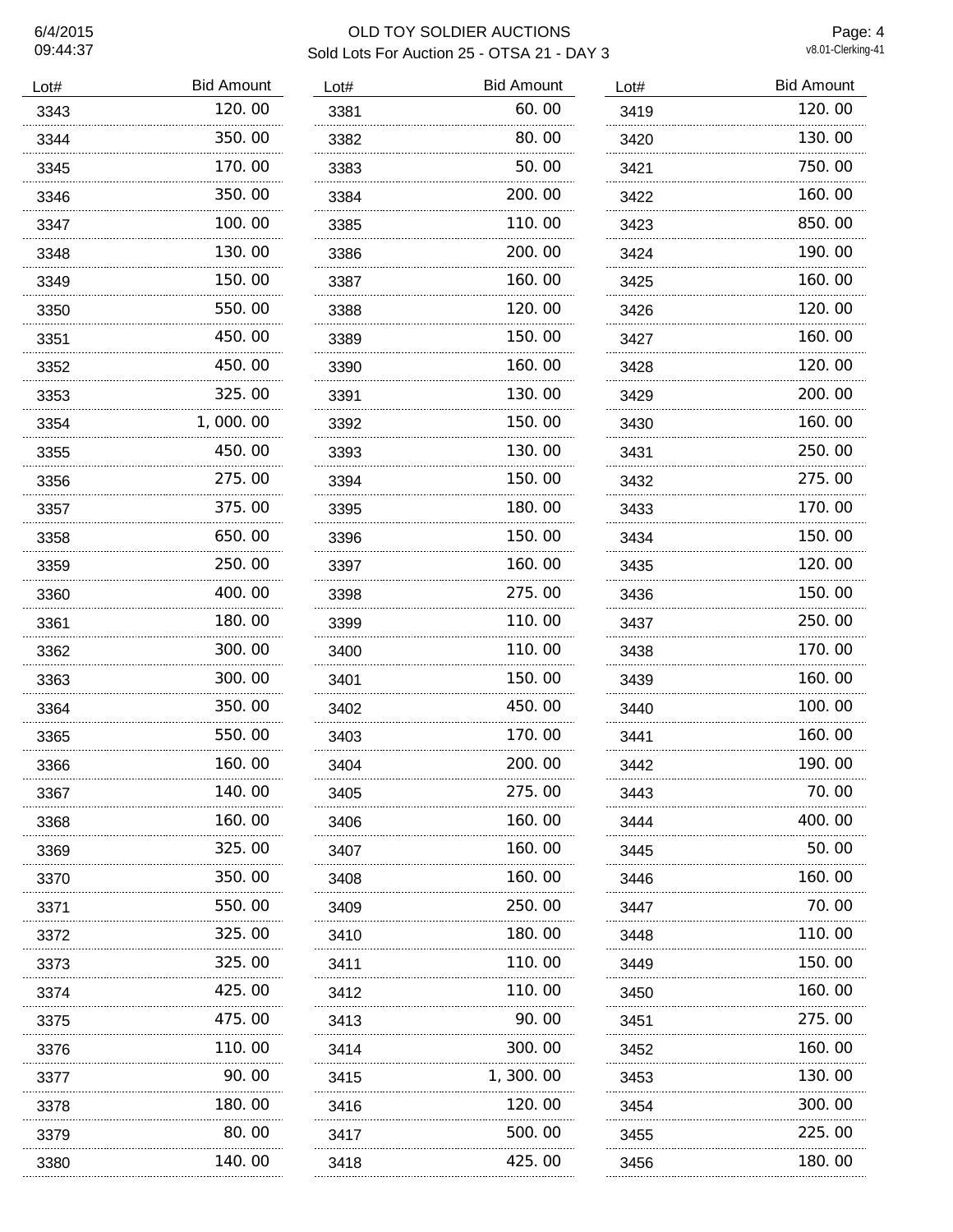# OLD TOY SOLDIER AUCTIONS

## Sold Lots For Auction 25 - OTSA 21 - DAY 3

6/4/2015
09:44:37

v8.01-Clerking-41

| Lot# | Bid Amount |
|---|---|
| 3343 | 120.00 |
| 3344 | 350.00 |
| 3345 | 170.00 |
| 3346 | 350.00 |
| 3347 | 100.00 |
| 3348 | 130.00 |
| 3349 | 150.00 |
| 3350 | 550.00 |
| 3351 | 450.00 |
| 3352 | 450.00 |
| 3353 | 325.00 |
| 3354 | 1,000.00 |
| 3355 | 450.00 |
| 3356 | 275.00 |
| 3357 | 375.00 |
| 3358 | 650.00 |
| 3359 | 250.00 |
| 3360 | 400.00 |
| 3361 | 180.00 |
| 3362 | 300.00 |
| 3363 | 300.00 |
| 3364 | 350.00 |
| 3365 | 550.00 |
| 3366 | 160.00 |
| 3367 | 140.00 |
| 3368 | 160.00 |
| 3369 | 325.00 |
| 3370 | 350.00 |
| 3371 | 550.00 |
| 3372 | 325.00 |
| 3373 | 325.00 |
| 3374 | 425.00 |
| 3375 | 475.00 |
| 3376 | 110.00 |
| 3377 | 90.00 |
| 3378 | 180.00 |
| 3379 | 80.00 |
| 3380 | 140.00 |
| 3381 | 60.00 |
| 3382 | 80.00 |
| 3383 | 50.00 |
| 3384 | 200.00 |
| 3385 | 110.00 |
| 3386 | 200.00 |
| 3387 | 160.00 |
| 3388 | 120.00 |
| 3389 | 150.00 |
| 3390 | 160.00 |
| 3391 | 130.00 |
| 3392 | 150.00 |
| 3393 | 130.00 |
| 3394 | 150.00 |
| 3395 | 180.00 |
| 3396 | 150.00 |
| 3397 | 160.00 |
| 3398 | 275.00 |
| 3399 | 110.00 |
| 3400 | 110.00 |
| 3401 | 150.00 |
| 3402 | 450.00 |
| 3403 | 170.00 |
| 3404 | 200.00 |
| 3405 | 275.00 |
| 3406 | 160.00 |
| 3407 | 160.00 |
| 3408 | 160.00 |
| 3409 | 250.00 |
| 3410 | 180.00 |
| 3411 | 110.00 |
| 3412 | 110.00 |
| 3413 | 90.00 |
| 3414 | 300.00 |
| 3415 | 1,300.00 |
| 3416 | 120.00 |
| 3417 | 500.00 |
| 3418 | 425.00 |
| 3419 | 120.00 |
| 3420 | 130.00 |
| 3421 | 750.00 |
| 3422 | 160.00 |
| 3423 | 850.00 |
| 3424 | 190.00 |
| 3425 | 160.00 |
| 3426 | 120.00 |
| 3427 | 160.00 |
| 3428 | 120.00 |
| 3429 | 200.00 |
| 3430 | 160.00 |
| 3431 | 250.00 |
| 3432 | 275.00 |
| 3433 | 170.00 |
| 3434 | 150.00 |
| 3435 | 120.00 |
| 3436 | 150.00 |
| 3437 | 250.00 |
| 3438 | 170.00 |
| 3439 | 160.00 |
| 3440 | 100.00 |
| 3441 | 160.00 |
| 3442 | 190.00 |
| 3443 | 70.00 |
| 3444 | 400.00 |
| 3445 | 50.00 |
| 3446 | 160.00 |
| 3447 | 70.00 |
| 3448 | 110.00 |
| 3449 | 150.00 |
| 3450 | 160.00 |
| 3451 | 275.00 |
| 3452 | 160.00 |
| 3453 | 130.00 |
| 3454 | 300.00 |
| 3455 | 225.00 |
| 3456 | 180.00 |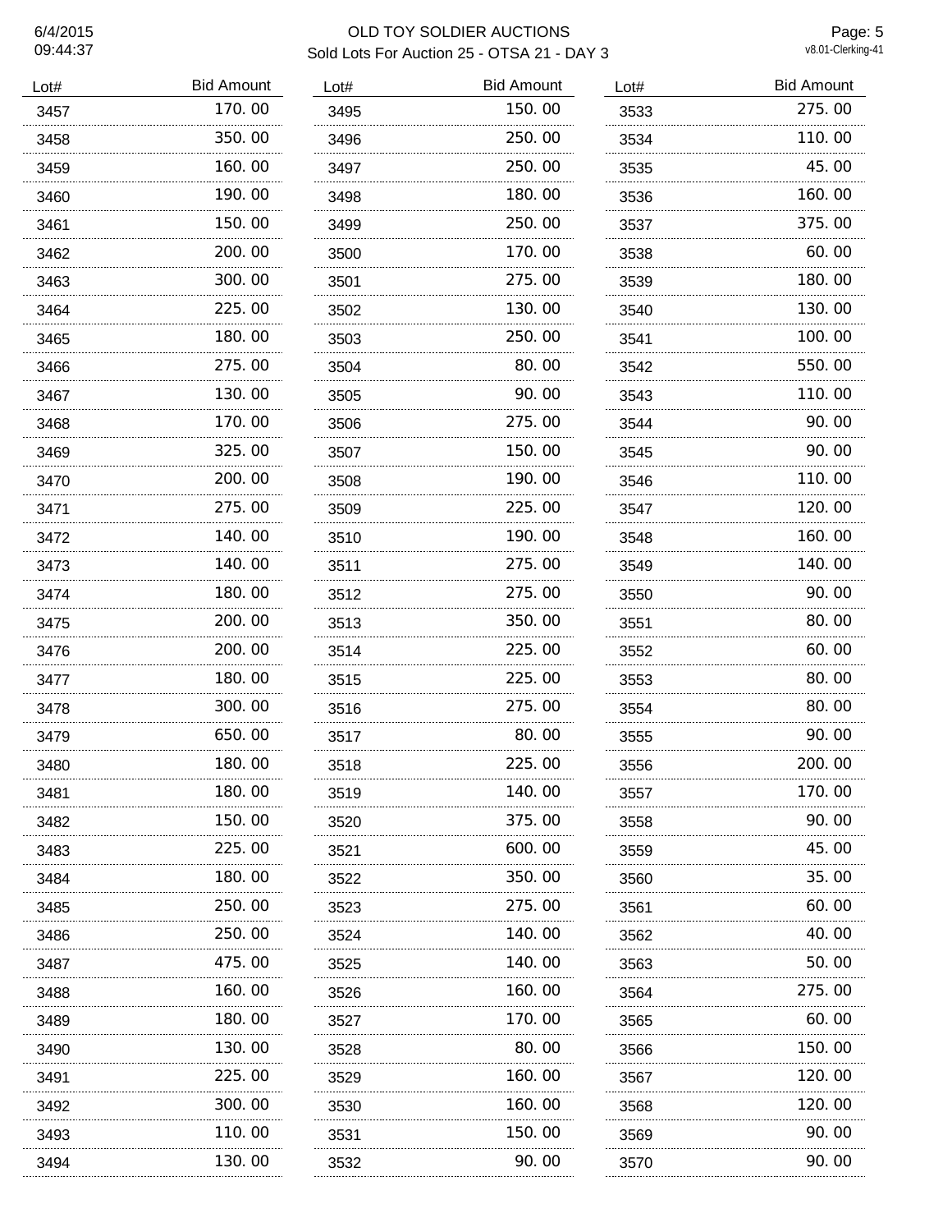# OLD TOY SOLDIER AUCTIONS

## Sold Lots For Auction 25 - OTSA 21 - DAY 3

| Lot# | Bid Amount |
|---|---|
| 3457 | 170.00 |
| 3458 | 350.00 |
| 3459 | 160.00 |
| 3460 | 190.00 |
| 3461 | 150.00 |
| 3462 | 200.00 |
| 3463 | 300.00 |
| 3464 | 225.00 |
| 3465 | 180.00 |
| 3466 | 275.00 |
| 3467 | 130.00 |
| 3468 | 170.00 |
| 3469 | 325.00 |
| 3470 | 200.00 |
| 3471 | 275.00 |
| 3472 | 140.00 |
| 3473 | 140.00 |
| 3474 | 180.00 |
| 3475 | 200.00 |
| 3476 | 200.00 |
| 3477 | 180.00 |
| 3478 | 300.00 |
| 3479 | 650.00 |
| 3480 | 180.00 |
| 3481 | 180.00 |
| 3482 | 150.00 |
| 3483 | 225.00 |
| 3484 | 180.00 |
| 3485 | 250.00 |
| 3486 | 250.00 |
| 3487 | 475.00 |
| 3488 | 160.00 |
| 3489 | 180.00 |
| 3490 | 130.00 |
| 3491 | 225.00 |
| 3492 | 300.00 |
| 3493 | 110.00 |
| 3494 | 130.00 |
| 3495 | 150.00 |
| 3496 | 250.00 |
| 3497 | 250.00 |
| 3498 | 180.00 |
| 3499 | 250.00 |
| 3500 | 170.00 |
| 3501 | 275.00 |
| 3502 | 130.00 |
| 3503 | 250.00 |
| 3504 | 80.00 |
| 3505 | 90.00 |
| 3506 | 275.00 |
| 3507 | 150.00 |
| 3508 | 190.00 |
| 3509 | 225.00 |
| 3510 | 190.00 |
| 3511 | 275.00 |
| 3512 | 275.00 |
| 3513 | 350.00 |
| 3514 | 225.00 |
| 3515 | 225.00 |
| 3516 | 275.00 |
| 3517 | 80.00 |
| 3518 | 225.00 |
| 3519 | 140.00 |
| 3520 | 375.00 |
| 3521 | 600.00 |
| 3522 | 350.00 |
| 3523 | 275.00 |
| 3524 | 140.00 |
| 3525 | 140.00 |
| 3526 | 160.00 |
| 3527 | 170.00 |
| 3528 | 80.00 |
| 3529 | 160.00 |
| 3530 | 160.00 |
| 3531 | 150.00 |
| 3532 | 90.00 |
| 3533 | 275.00 |
| 3534 | 110.00 |
| 3535 | 45.00 |
| 3536 | 160.00 |
| 3537 | 375.00 |
| 3538 | 60.00 |
| 3539 | 180.00 |
| 3540 | 130.00 |
| 3541 | 100.00 |
| 3542 | 550.00 |
| 3543 | 110.00 |
| 3544 | 90.00 |
| 3545 | 90.00 |
| 3546 | 110.00 |
| 3547 | 120.00 |
| 3548 | 160.00 |
| 3549 | 140.00 |
| 3550 | 90.00 |
| 3551 | 80.00 |
| 3552 | 60.00 |
| 3553 | 80.00 |
| 3554 | 80.00 |
| 3555 | 90.00 |
| 3556 | 200.00 |
| 3557 | 170.00 |
| 3558 | 90.00 |
| 3559 | 45.00 |
| 3560 | 35.00 |
| 3561 | 60.00 |
| 3562 | 40.00 |
| 3563 | 50.00 |
| 3564 | 275.00 |
| 3565 | 60.00 |
| 3566 | 150.00 |
| 3567 | 120.00 |
| 3568 | 120.00 |
| 3569 | 90.00 |
| 3570 | 90.00 |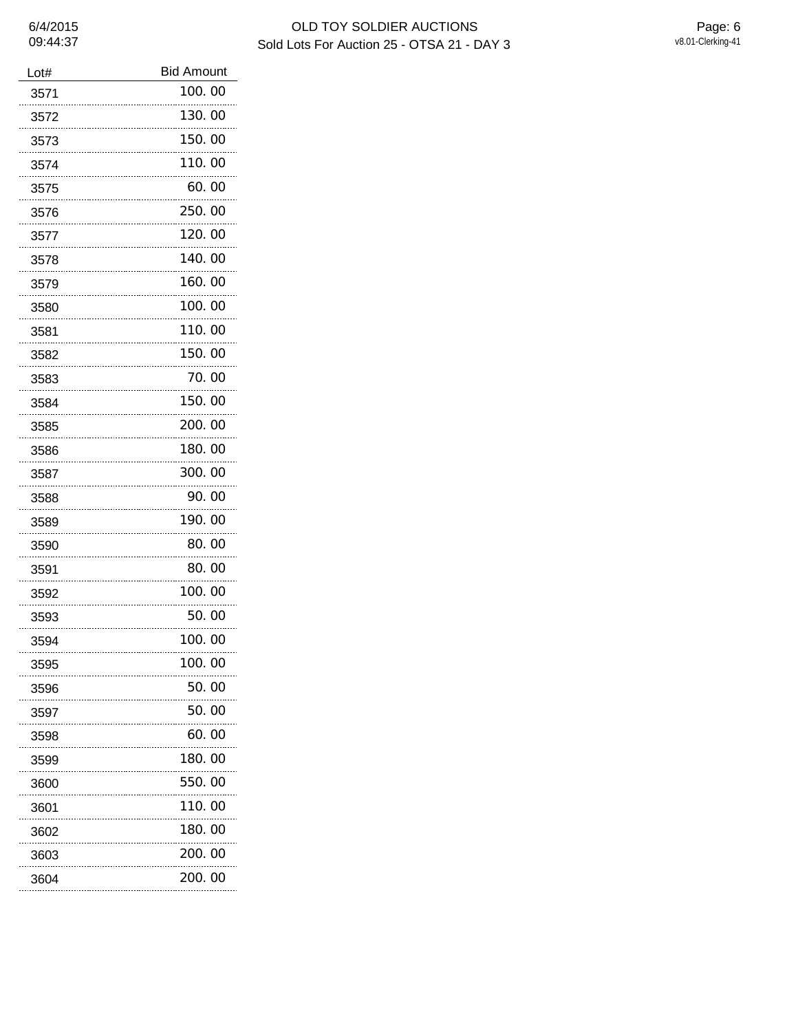| Lot# | Bid Amount |
| --- | --- |
| 3571 | 100. 00 |
| 3572 | 130. 00 |
| 3573 | 150. 00 |
| 3574 | 110. 00 |
| 3575 | 60. 00 |
| 3576 | 250. 00 |
| 3577 | 120. 00 |
| 3578 | 140. 00 |
| 3579 | 160. 00 |
| 3580 | 100. 00 |
| 3581 | 110. 00 |
| 3582 | 150. 00 |
| 3583 | 70. 00 |
| 3584 | 150. 00 |
| 3585 | 200. 00 |
| 3586 | 180. 00 |
| 3587 | 300. 00 |
| 3588 | 90. 00 |
| 3589 | 190. 00 |
| 3590 | 80. 00 |
| 3591 | 80. 00 |
| 3592 | 100. 00 |
| 3593 | 50. 00 |
| 3594 | 100. 00 |
| 3595 | 100. 00 |
| 3596 | 50. 00 |
| 3597 | 50. 00 |
| 3598 | 60. 00 |
| 3599 | 180. 00 |
| 3600 | 550. 00 |
| 3601 | 110. 00 |
| 3602 | 180. 00 |
| 3603 | 200. 00 |
| 3604 | 200. 00 |